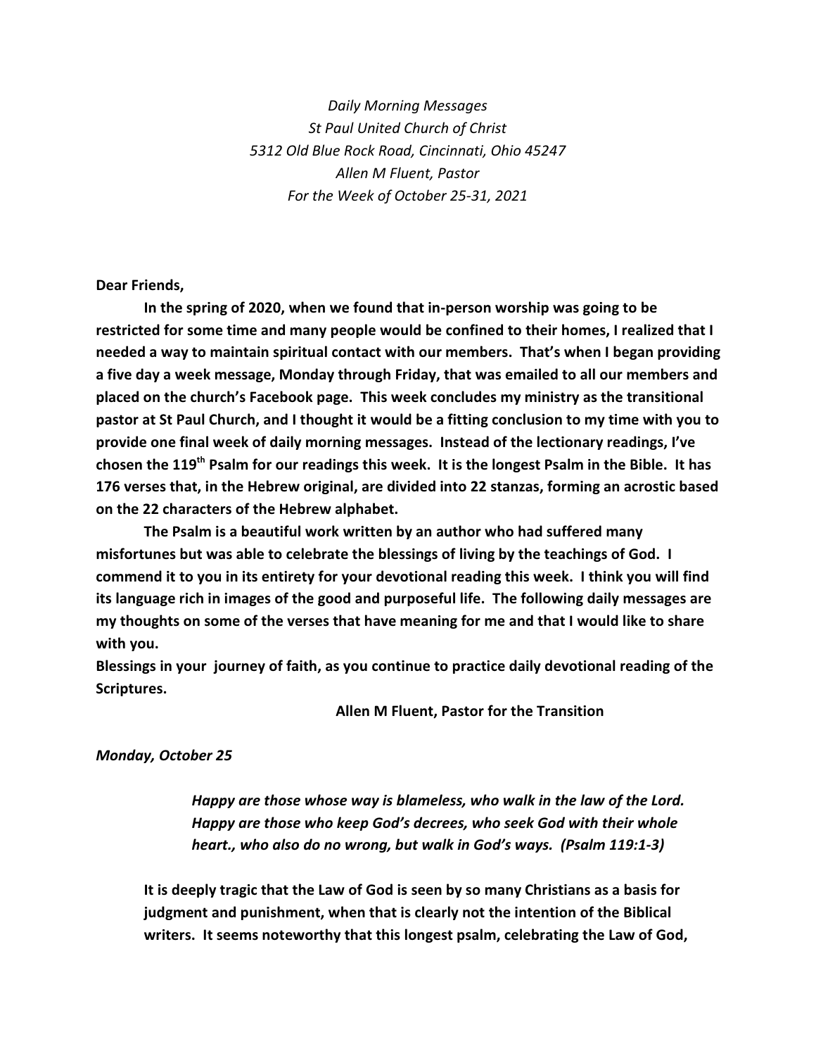*Daily Morning Messages*
*St Paul United Church of Christ*
*5312 Old Blue Rock Road, Cincinnati, Ohio 45247*
*Allen M Fluent, Pastor*
*For the Week of October 25-31, 2021*

**Dear Friends,**

**In the spring of 2020, when we found that in-person worship was going to be restricted for some time and many people would be confined to their homes, I realized that I needed a way to maintain spiritual contact with our members. That's when I began providing a five day a week message, Monday through Friday, that was emailed to all our members and placed on the church's Facebook page. This week concludes my ministry as the transitional pastor at St Paul Church, and I thought it would be a fitting conclusion to my time with you to provide one final week of daily morning messages. Instead of the lectionary readings, I've chosen the 119th Psalm for our readings this week. It is the longest Psalm in the Bible. It has 176 verses that, in the Hebrew original, are divided into 22 stanzas, forming an acrostic based on the 22 characters of the Hebrew alphabet.**

**The Psalm is a beautiful work written by an author who had suffered many misfortunes but was able to celebrate the blessings of living by the teachings of God. I commend it to you in its entirety for your devotional reading this week. I think you will find its language rich in images of the good and purposeful life. The following daily messages are my thoughts on some of the verses that have meaning for me and that I would like to share with you.**

**Blessings in your journey of faith, as you continue to practice daily devotional reading of the Scriptures.**

**Allen M Fluent, Pastor for the Transition**

***Monday, October 25***

> ***Happy are those whose way is blameless, who walk in the law of the Lord. Happy are those who keep God's decrees, who seek God with their whole heart., who also do no wrong, but walk in God's ways. (Psalm 119:1-3)***

**It is deeply tragic that the Law of God is seen by so many Christians as a basis for judgment and punishment, when that is clearly not the intention of the Biblical writers. It seems noteworthy that this longest psalm, celebrating the Law of God,**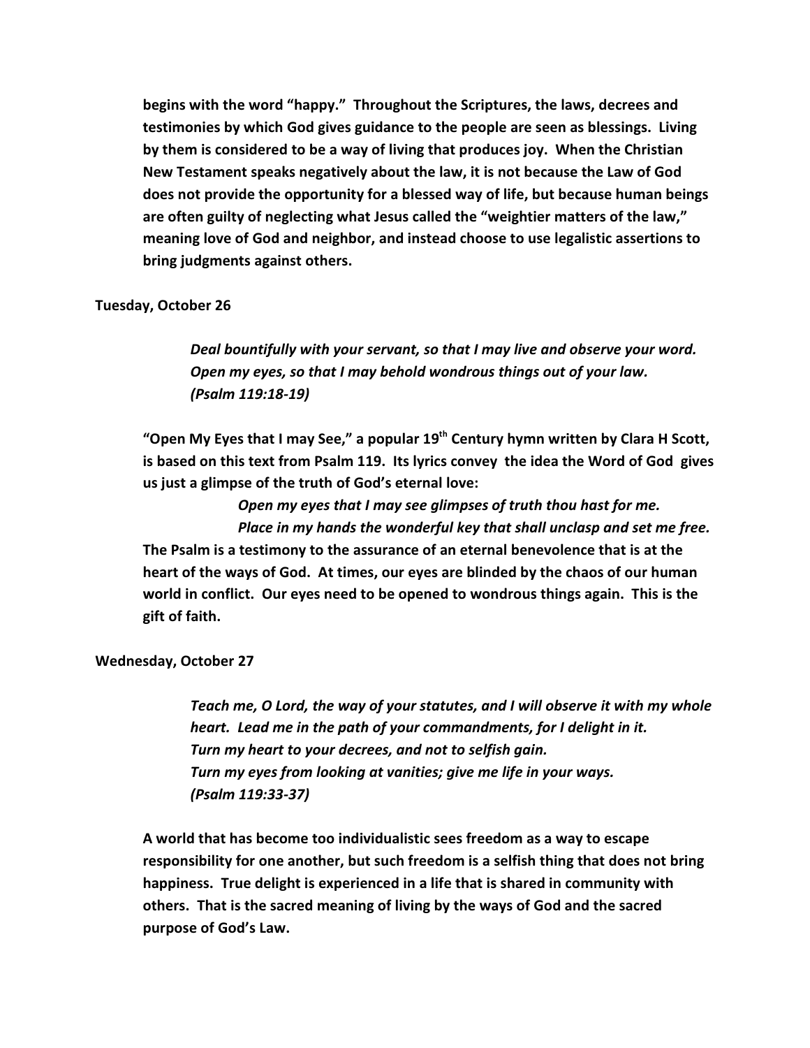**begins with the word "happy." Throughout the Scriptures, the laws, decrees and testimonies by which God gives guidance to the people are seen as blessings. Living by them is considered to be a way of living that produces joy. When the Christian New Testament speaks negatively about the law, it is not because the Law of God does not provide the opportunity for a blessed way of life, but because human beings are often guilty of neglecting what Jesus called the "weightier matters of the law," meaning love of God and neighbor, and instead choose to use legalistic assertions to bring judgments against others.**

**Tuesday, October 26**

> ***Deal bountifully with your servant, so that I may live and observe your word.***
> ***Open my eyes, so that I may behold wondrous things out of your law.***
> ***(Psalm 119:18-19)***

**"Open My Eyes that I may See," a popular 19th Century hymn written by Clara H Scott, is based on this text from Psalm 119. Its lyrics convey the idea the Word of God gives us just a glimpse of the truth of God's eternal love:**

> ***Open my eyes that I may see glimpses of truth thou hast for me.***
> ***Place in my hands the wonderful key that shall unclasp and set me free.***

**The Psalm is a testimony to the assurance of an eternal benevolence that is at the heart of the ways of God. At times, our eyes are blinded by the chaos of our human world in conflict. Our eyes need to be opened to wondrous things again. This is the gift of faith.**

**Wednesday, October 27**

> ***Teach me, O Lord, the way of your statutes, and I will observe it with my whole heart. Lead me in the path of your commandments, for I delight in it.***
> ***Turn my heart to your decrees, and not to selfish gain.***
> ***Turn my eyes from looking at vanities; give me life in your ways.***
> ***(Psalm 119:33-37)***

**A world that has become too individualistic sees freedom as a way to escape responsibility for one another, but such freedom is a selfish thing that does not bring happiness. True delight is experienced in a life that is shared in community with others. That is the sacred meaning of living by the ways of God and the sacred purpose of God's Law.**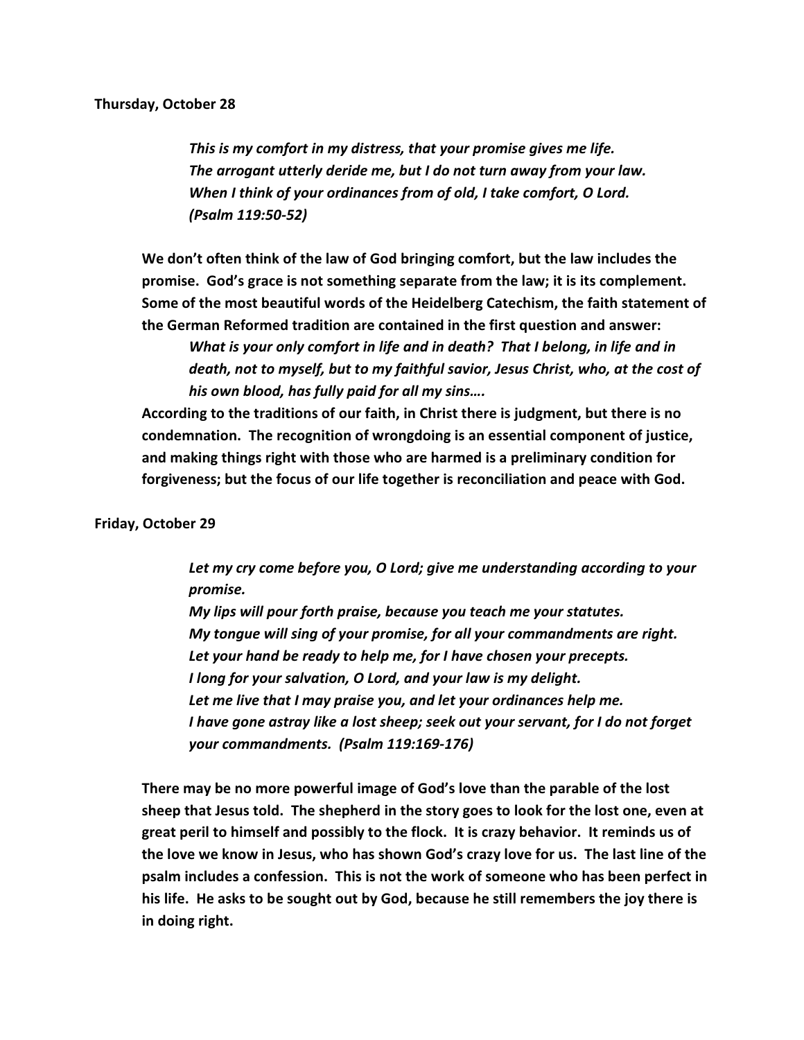**Thursday, October 28**

> ***This is my comfort in my distress, that your promise gives me life.***
> ***The arrogant utterly deride me, but I do not turn away from your law.***
> ***When I think of your ordinances from of old, I take comfort, O Lord.***
> ***(Psalm 119:50-52)***

**We don't often think of the law of God bringing comfort, but the law includes the promise. God's grace is not something separate from the law; it is its complement. Some of the most beautiful words of the Heidelberg Catechism, the faith statement of the German Reformed tradition are contained in the first question and answer:**

> ***What is your only comfort in life and in death? That I belong, in life and in death, not to myself, but to my faithful savior, Jesus Christ, who, at the cost of his own blood, has fully paid for all my sins….***

**According to the traditions of our faith, in Christ there is judgment, but there is no condemnation. The recognition of wrongdoing is an essential component of justice, and making things right with those who are harmed is a preliminary condition for forgiveness; but the focus of our life together is reconciliation and peace with God.**

**Friday, October 29**

> ***Let my cry come before you, O Lord; give me understanding according to your promise.***
> ***My lips will pour forth praise, because you teach me your statutes.***
> ***My tongue will sing of your promise, for all your commandments are right.***
> ***Let your hand be ready to help me, for I have chosen your precepts.***
> ***I long for your salvation, O Lord, and your law is my delight.***
> ***Let me live that I may praise you, and let your ordinances help me.***
> ***I have gone astray like a lost sheep; seek out your servant, for I do not forget your commandments. (Psalm 119:169-176)***

**There may be no more powerful image of God's love than the parable of the lost sheep that Jesus told. The shepherd in the story goes to look for the lost one, even at great peril to himself and possibly to the flock. It is crazy behavior. It reminds us of the love we know in Jesus, who has shown God's crazy love for us. The last line of the psalm includes a confession. This is not the work of someone who has been perfect in his life. He asks to be sought out by God, because he still remembers the joy there is in doing right.**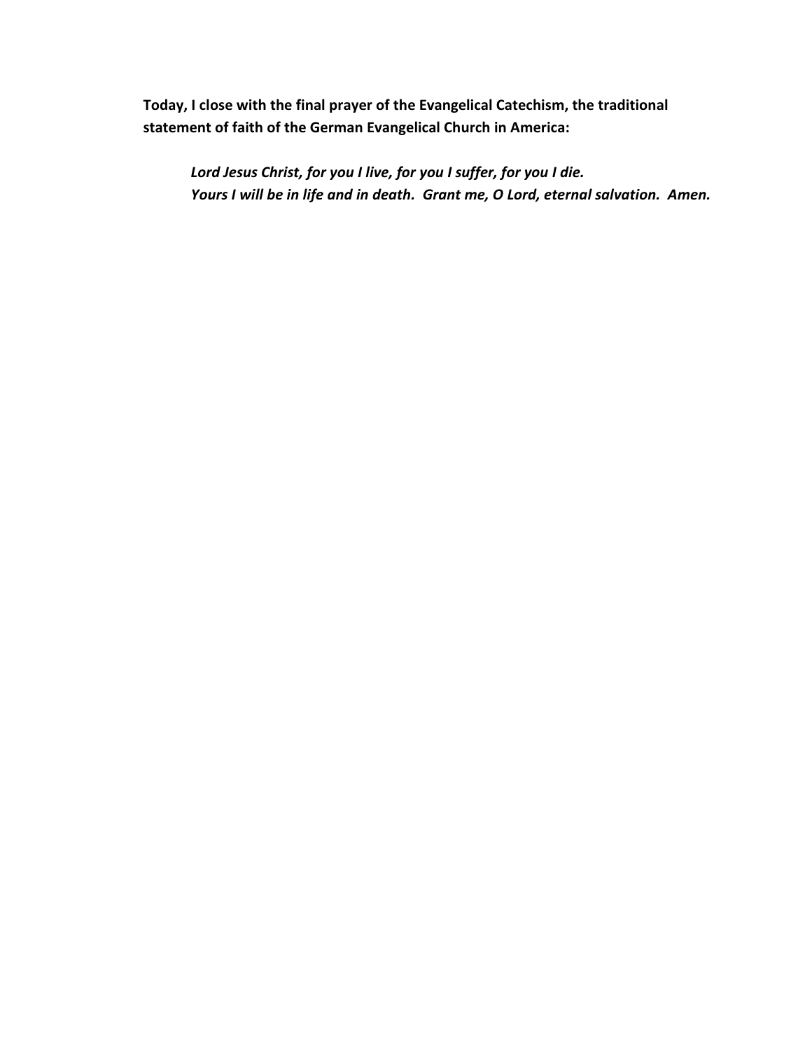**Today, I close with the final prayer of the Evangelical Catechism, the traditional statement of faith of the German Evangelical Church in America:**

> ***Lord Jesus Christ, for you I live, for you I suffer, for you I die.***
> ***Yours I will be in life and in death. Grant me, O Lord, eternal salvation. Amen.***